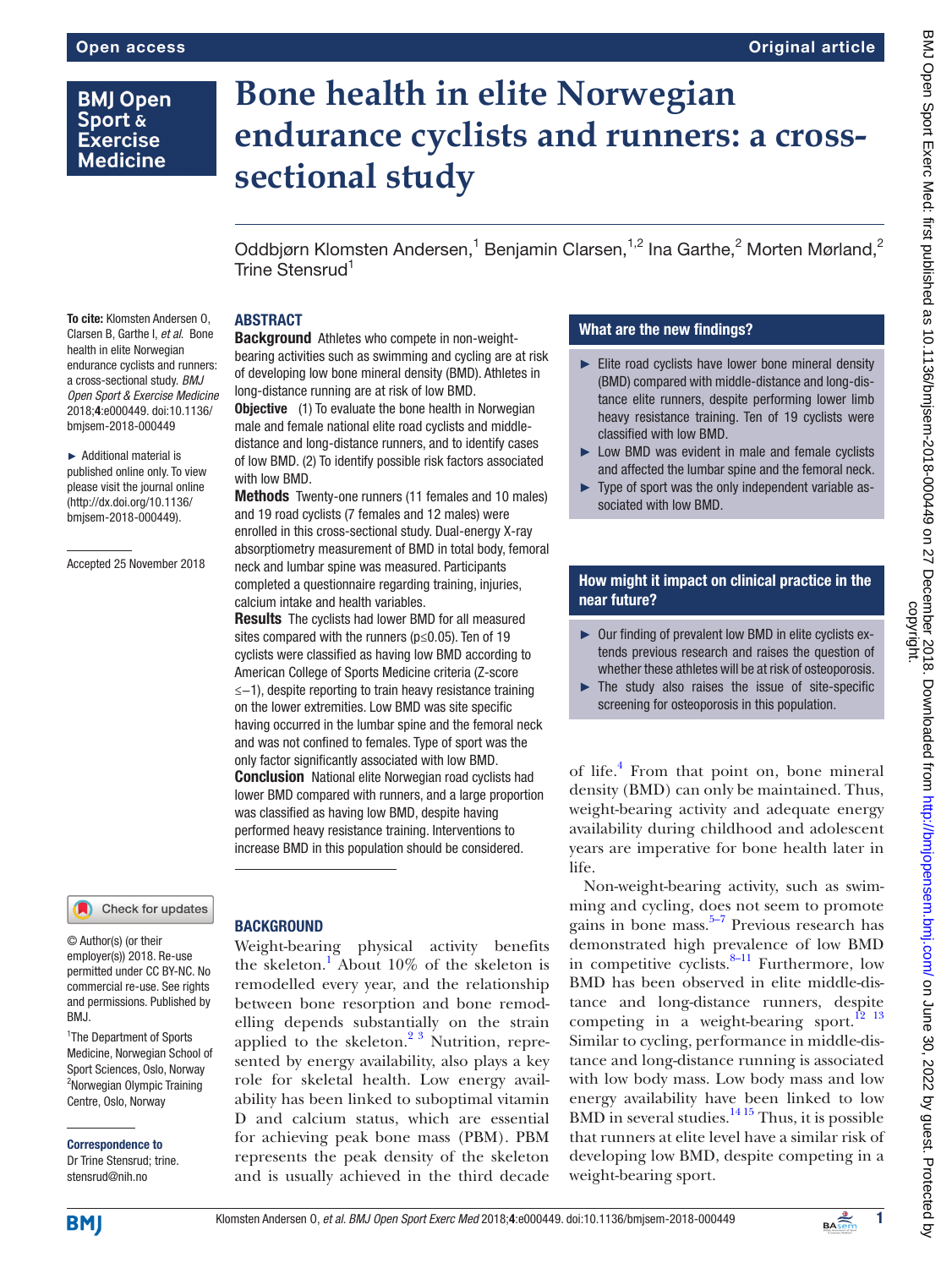# Bone health in elite Norwegian endurance cyclists and runners: a cross-sectional study

Oddbjørn Klomsten Andersen,[1] Benjamin Clarsen,[1,2] Ina Garthe,[2] Morten Mørland,[2] Trine Stensrud[1]

**To cite:** Klomsten Andersen O, Clarsen B, Garthe I, *et al*. Bone health in elite Norwegian endurance cyclists and runners: a cross-sectional study. *BMJ Open Sport & Exercise Medicine* 2018;**4**:e000449. doi:10.1136/bmjsem-2018-000449

► Additional material is published online only. To view please visit the journal online (http://dx.doi.org/10.1136/bmjsem-2018-000449).

Accepted 25 November 2018

## ABSTRACT

**Background** Athletes who compete in non-weight-bearing activities such as swimming and cycling are at risk of developing low bone mineral density (BMD). Athletes in long-distance running are at risk of low BMD.

**Objective** (1) To evaluate the bone health in Norwegian male and female national elite road cyclists and middle-distance and long-distance runners, and to identify cases of low BMD. (2) To identify possible risk factors associated with low BMD.

**Methods** Twenty-one runners (11 females and 10 males) and 19 road cyclists (7 females and 12 males) were enrolled in this cross-sectional study. Dual-energy X-ray absorptiometry measurement of BMD in total body, femoral neck and lumbar spine was measured. Participants completed a questionnaire regarding training, injuries, calcium intake and health variables.

**Results** The cyclists had lower BMD for all measured sites compared with the runners ($p \leq 0.05$). Ten of 19 cyclists were classified as having low BMD according to American College of Sports Medicine criteria (Z-score $\leq -1$), despite reporting to train heavy resistance training on the lower extremities. Low BMD was site specific having occurred in the lumbar spine and the femoral neck and was not confined to females. Type of sport was the only factor significantly associated with low BMD.

**Conclusion** National elite Norwegian road cyclists had lower BMD compared with runners, and a large proportion was classified as having low BMD, despite having performed heavy resistance training. Interventions to increase BMD in this population should be considered.

### What are the new findings?

- Elite road cyclists have lower bone mineral density (BMD) compared with middle-distance and long-distance elite runners, despite performing lower limb heavy resistance training. Ten of 19 cyclists were classified with low BMD.
- Low BMD was evident in male and female cyclists and affected the lumbar spine and the femoral neck.
- Type of sport was the only independent variable associated with low BMD.

### How might it impact on clinical practice in the near future?

- Our finding of prevalent low BMD in elite cyclists extends previous research and raises the question of whether these athletes will be at risk of osteoporosis.
- The study also raises the issue of site-specific screening for osteoporosis in this population.

## BACKGROUND

Weight-bearing physical activity benefits the skeleton.[1] About 10% of the skeleton is remodelled every year, and the relationship between bone resorption and bone remodelling depends substantially on the strain applied to the skeleton.[2,3] Nutrition, represented by energy availability, also plays a key role for skeletal health. Low energy availability has been linked to suboptimal vitamin D and calcium status, which are essential for achieving peak bone mass (PBM). PBM represents the peak density of the skeleton and is usually achieved in the third decade of life.[4] From that point on, bone mineral density (BMD) can only be maintained. Thus, weight-bearing activity and adequate energy availability during childhood and adolescent years are imperative for bone health later in life.

Non-weight-bearing activity, such as swimming and cycling, does not seem to promote gains in bone mass.[5–7] Previous research has demonstrated high prevalence of low BMD in competitive cyclists.[8–11] Furthermore, low BMD has been observed in elite middle-distance and long-distance runners, despite competing in a weight-bearing sport.[12,13] Similar to cycling, performance in middle-distance and long-distance running is associated with low body mass. Low body mass and low energy availability have been linked to low BMD in several studies.[14,15] Thus, it is possible that runners at elite level have a similar risk of developing low BMD, despite competing in a weight-bearing sport.

© Author(s) (or their employer(s)) 2018. Re-use permitted under CC BY-NC. No commercial re-use. See rights and permissions. Published by BMJ.

[1]The Department of Sports Medicine, Norwegian School of Sport Sciences, Oslo, Norway
[2]Norwegian Olympic Training Centre, Oslo, Norway

**Correspondence to**
Dr Trine Stensrud; trine.stensrud@nih.no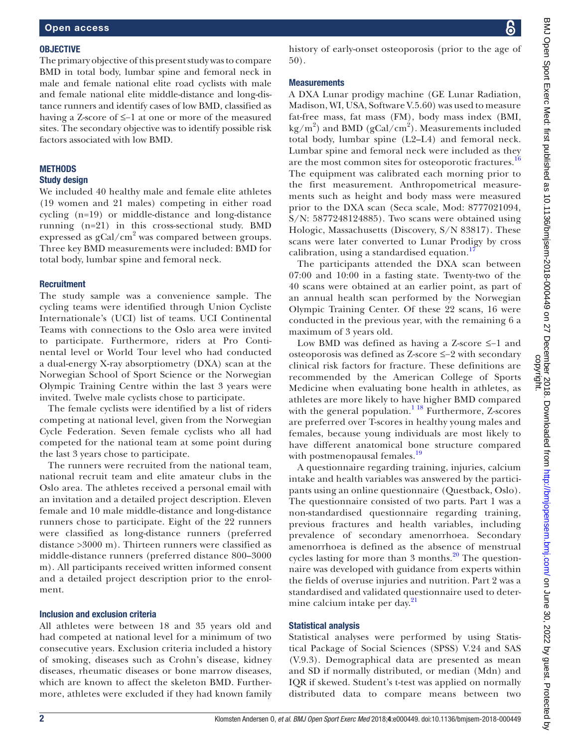## OBJECTIVE

The primary objective of this present study was to compare BMD in total body, lumbar spine and femoral neck in male and female national elite road cyclists with male and female national elite middle-distance and long-distance runners and identify cases of low BMD, classified as having a Z-score of ≤−1 at one or more of the measured sites. The secondary objective was to identify possible risk factors associated with low BMD.

## METHODS

### Study design

We included 40 healthy male and female elite athletes (19 women and 21 males) competing in either road cycling (n=19) or middle-distance and long-distance running (n=21) in this cross-sectional study. BMD expressed as $gCal/cm^2$ was compared between groups. Three key BMD measurements were included: BMD for total body, lumbar spine and femoral neck.

### Recruitment

The study sample was a convenience sample. The cycling teams were identified through Union Cycliste Internationale's (UCI) list of teams. UCI Continental Teams with connections to the Oslo area were invited to participate. Furthermore, riders at Pro Continental level or World Tour level who had conducted a dual-energy X-ray absorptiometry (DXA) scan at the Norwegian School of Sport Science or the Norwegian Olympic Training Centre within the last 3 years were invited. Twelve male cyclists chose to participate.

The female cyclists were identified by a list of riders competing at national level, given from the Norwegian Cycle Federation. Seven female cyclists who all had competed for the national team at some point during the last 3 years chose to participate.

The runners were recruited from the national team, national recruit team and elite amateur clubs in the Oslo area. The athletes received a personal email with an invitation and a detailed project description. Eleven female and 10 male middle-distance and long-distance runners chose to participate. Eight of the 22 runners were classified as long-distance runners (preferred distance >3000 m). Thirteen runners were classified as middle-distance runners (preferred distance 800–3000 m). All participants received written informed consent and a detailed project description prior to the enrolment.

### Inclusion and exclusion criteria

All athletes were between 18 and 35 years old and had competed at national level for a minimum of two consecutive years. Exclusion criteria included a history of smoking, diseases such as Crohn's disease, kidney diseases, rheumatic diseases or bone marrow diseases, which are known to affect the skeleton BMD. Furthermore, athletes were excluded if they had known family history of early-onset osteoporosis (prior to the age of 50).

### Measurements

A DXA Lunar prodigy machine (GE Lunar Radiation, Madison, WI, USA, Software V.5.60) was used to measure fat-free mass, fat mass (FM), body mass index (BMI, $kg/m^2$) and BMD ($gCal/cm^2$). Measurements included total body, lumbar spine (L2–L4) and femoral neck. Lumbar spine and femoral neck were included as they are the most common sites for osteoporotic fractures.[16] The equipment was calibrated each morning prior to the first measurement. Anthropometrical measurements such as height and body mass were measured prior to the DXA scan (Seca scale, Mod: 8777021094, S/N: 5877248124885). Two scans were obtained using Hologic, Massachusetts (Discovery, S/N 83817). These scans were later converted to Lunar Prodigy by cross calibration, using a standardised equation.[17]

The participants attended the DXA scan between 07:00 and 10:00 in a fasting state. Twenty-two of the 40 scans were obtained at an earlier point, as part of an annual health scan performed by the Norwegian Olympic Training Center. Of these 22 scans, 16 were conducted in the previous year, with the remaining 6 a maximum of 3 years old.

Low BMD was defined as having a Z-score ≤−1 and osteoporosis was defined as Z-score ≤−2 with secondary clinical risk factors for fracture. These definitions are recommended by the American College of Sports Medicine when evaluating bone health in athletes, as athletes are more likely to have higher BMD compared with the general population.[1 18] Furthermore, Z-scores are preferred over T-scores in healthy young males and females, because young individuals are most likely to have different anatomical bone structure compared with postmenopausal females.[19]

A questionnaire regarding training, injuries, calcium intake and health variables was answered by the participants using an online questionnaire (Questback, Oslo). The questionnaire consisted of two parts. Part 1 was a non-standardised questionnaire regarding training, previous fractures and health variables, including prevalence of secondary amenorrhoea. Secondary amenorrhoea is defined as the absence of menstrual cycles lasting for more than 3 months.[20] The questionnaire was developed with guidance from experts within the fields of overuse injuries and nutrition. Part 2 was a standardised and validated questionnaire used to determine calcium intake per day.[21]

### Statistical analysis

Statistical analyses were performed by using Statistical Package of Social Sciences (SPSS) V.24 and SAS (V.9.3). Demographical data are presented as mean and SD if normally distributed, or median (Mdn) and IQR if skewed. Student's t-test was applied on normally distributed data to compare means between two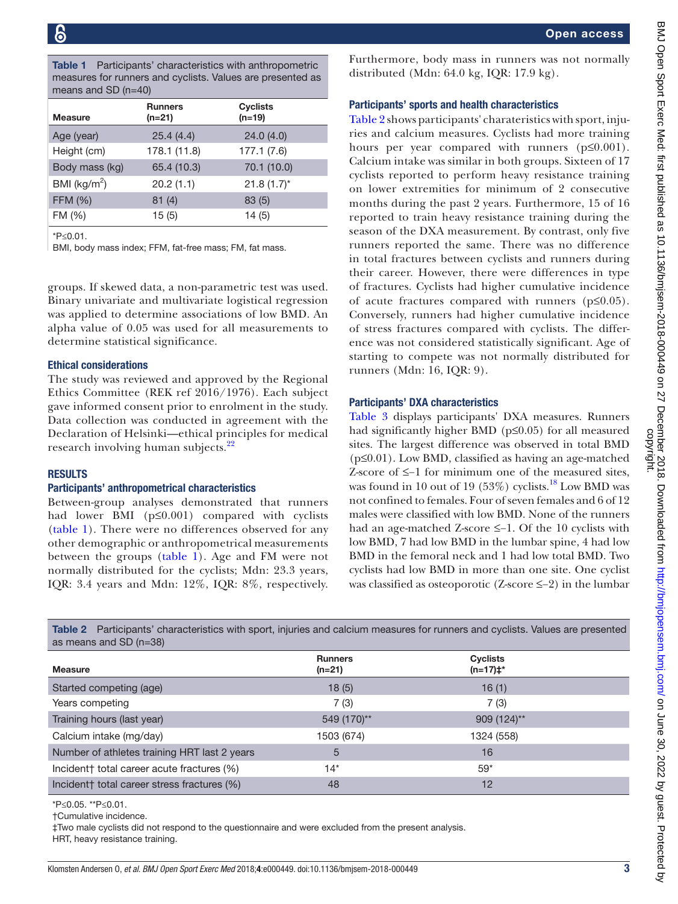**Table 1** Participants' characteristics with anthropometric measures for runners and cyclists. Values are presented as means and SD (n=40)

| Measure | Runners (n=21) | Cyclists (n=19) |
|---|---|---|
| Age (year) | 25.4 (4.4) | 24.0 (4.0) |
| Height (cm) | 178.1 (11.8) | 177.1 (7.6) |
| Body mass (kg) | 65.4 (10.3) | 70.1 (10.0) |
| BMI (kg/m$^2$) | 20.2 (1.1) | 21.8 (1.7)* |
| FFM (%) | 81 (4) | 83 (5) |
| FM (%) | 15 (5) | 14 (5) |

*P≤0.01.
BMI, body mass index; FFM, fat-free mass; FM, fat mass.

groups. If skewed data, a non-parametric test was used. Binary univariate and multivariate logistical regression was applied to determine associations of low BMD. An alpha value of 0.05 was used for all measurements to determine statistical significance.

### Ethical considerations

The study was reviewed and approved by the Regional Ethics Committee (REK ref 2016/1976). Each subject gave informed consent prior to enrolment in the study. Data collection was conducted in agreement with the Declaration of Helsinki—ethical principles for medical research involving human subjects.[22]

## RESULTS

### Participants' anthropometrical characteristics

Between-group analyses demonstrated that runners had lower BMI (p≤0.001) compared with cyclists (table 1). There were no differences observed for any other demographic or anthropometrical measurements between the groups (table 1). Age and FM were not normally distributed for the cyclists; Mdn: 23.3 years, IQR: 3.4 years and Mdn: 12%, IQR: 8%, respectively. Furthermore, body mass in runners was not normally distributed (Mdn: 64.0 kg, IQR: 17.9 kg).

### Participants' sports and health characteristics

Table 2 shows participants' charateristics with sport, injuries and calcium measures. Cyclists had more training hours per year compared with runners (p≤0.001). Calcium intake was similar in both groups. Sixteen of 17 cyclists reported to perform heavy resistance training on lower extremities for minimum of 2 consecutive months during the past 2 years. Furthermore, 15 of 16 reported to train heavy resistance training during the season of the DXA measurement. By contrast, only five runners reported the same. There was no difference in total fractures between cyclists and runners during their career. However, there were differences in type of fractures. Cyclists had higher cumulative incidence of acute fractures compared with runners (p≤0.05). Conversely, runners had higher cumulative incidence of stress fractures compared with cyclists. The difference was not considered statistically significant. Age of starting to compete was not normally distributed for runners (Mdn: 16, IQR: 9).

### Participants' DXA characteristics

Table 3 displays participants' DXA measures. Runners had significantly higher BMD (p≤0.05) for all measured sites. The largest difference was observed in total BMD (p≤0.01). Low BMD, classified as having an age-matched Z-score of ≤−1 for minimum one of the measured sites, was found in 10 out of 19 (53%) cyclists.[18] Low BMD was not confined to females. Four of seven females and 6 of 12 males were classified with low BMD. None of the runners had an age-matched Z-score ≤−1. Of the 10 cyclists with low BMD, 7 had low BMD in the lumbar spine, 4 had low BMD in the femoral neck and 1 had low total BMD. Two cyclists had low BMD in more than one site. One cyclist was classified as osteoporotic (Z-score ≤−2) in the lumbar

**Table 2** Participants' characteristics with sport, injuries and calcium measures for runners and cyclists. Values are presented as means and SD (n=38)

| Measure | Runners (n=21) | Cyclists (n=17)‡* |
|---|---|---|
| Started competing (age) | 18 (5) | 16 (1) |
| Years competing | 7 (3) | 7 (3) |
| Training hours (last year) | 549 (170)** | 909 (124)** |
| Calcium intake (mg/day) | 1503 (674) | 1324 (558) |
| Number of athletes training HRT last 2 years | 5 | 16 |
| Incident† total career acute fractures (%) | 14* | 59* |
| Incident† total career stress fractures (%) | 48 | 12 |

*P≤0.05. **P≤0.01.
†Cumulative incidence.
‡Two male cyclists did not respond to the questionnaire and were excluded from the present analysis.
HRT, heavy resistance training.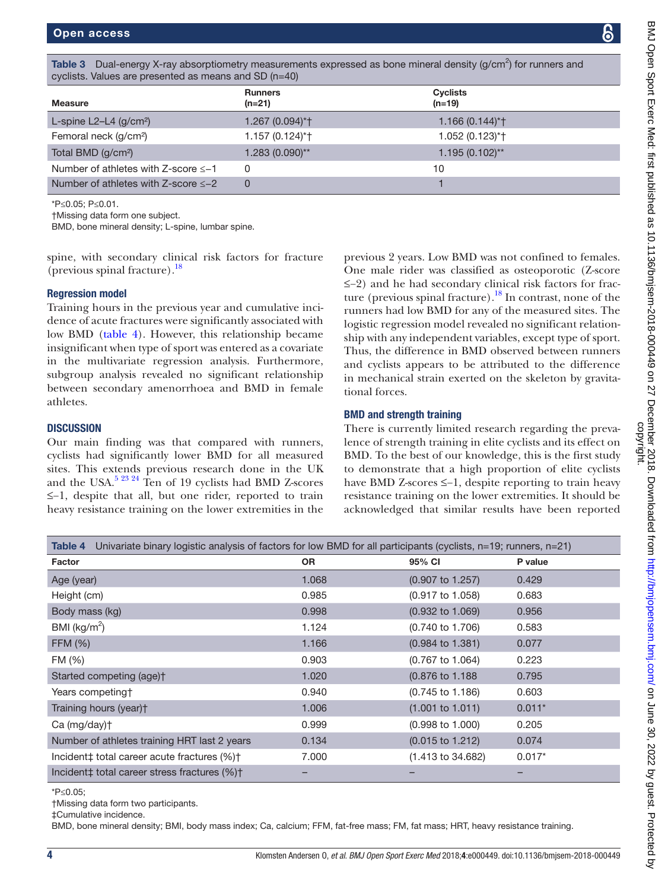**Table 3** Dual-energy X-ray absorptiometry measurements expressed as bone mineral density (g/cm$^2$) for runners and cyclists. Values are presented as means and SD (n=40)

| Measure | Runners (n=21) | Cyclists (n=19) |
|---|---|---|
| L-spine L2–L4 (g/cm²) | 1.267 (0.094)*† | 1.166 (0.144)*† |
| Femoral neck (g/cm²) | 1.157 (0.124)*† | 1.052 (0.123)*† |
| Total BMD (g/cm²) | 1.283 (0.090)** | 1.195 (0.102)** |
| Number of athletes with Z-score ≤−1 | 0 | 10 |
| Number of athletes with Z-score ≤−2 | 0 | 1 |

*P≤0.05; P≤0.01.
†Missing data form one subject.
BMD, bone mineral density; L-spine, lumbar spine.

spine, with secondary clinical risk factors for fracture (previous spinal fracture).[18]

### Regression model

Training hours in the previous year and cumulative incidence of acute fractures were significantly associated with low BMD (table 4). However, this relationship became insignificant when type of sport was entered as a covariate in the multivariate regression analysis. Furthermore, subgroup analysis revealed no significant relationship between secondary amenorrhoea and BMD in female athletes.

## DISCUSSION

Our main finding was that compared with runners, cyclists had significantly lower BMD for all measured sites. This extends previous research done in the UK and the USA.[5 23 24] Ten of 19 cyclists had BMD Z-scores ≤−1, despite that all, but one rider, reported to train heavy resistance training on the lower extremities in the previous 2 years. Low BMD was not confined to females. One male rider was classified as osteoporotic (Z-score ≤−2) and he had secondary clinical risk factors for fracture (previous spinal fracture).[18] In contrast, none of the runners had low BMD for any of the measured sites. The logistic regression model revealed no significant relationship with any independent variables, except type of sport. Thus, the difference in BMD observed between runners and cyclists appears to be attributed to the difference in mechanical strain exerted on the skeleton by gravitational forces.

### BMD and strength training

There is currently limited research regarding the prevalence of strength training in elite cyclists and its effect on BMD. To the best of our knowledge, this is the first study to demonstrate that a high proportion of elite cyclists have BMD Z-scores ≤−1, despite reporting to train heavy resistance training on the lower extremities. It should be acknowledged that similar results have been reported

**Table 4** Univariate binary logistic analysis of factors for low BMD for all participants (cyclists, n=19; runners, n=21)

| Factor | OR | 95% CI | P value |
|---|---|---|---|
| Age (year) | 1.068 | (0.907 to 1.257) | 0.429 |
| Height (cm) | 0.985 | (0.917 to 1.058) | 0.683 |
| Body mass (kg) | 0.998 | (0.932 to 1.069) | 0.956 |
| BMI (kg/m$^2$) | 1.124 | (0.740 to 1.706) | 0.583 |
| FFM (%) | 1.166 | (0.984 to 1.381) | 0.077 |
| FM (%) | 0.903 | (0.767 to 1.064) | 0.223 |
| Started competing (age)† | 1.020 | (0.876 to 1.188 | 0.795 |
| Years competing† | 0.940 | (0.745 to 1.186) | 0.603 |
| Training hours (year)† | 1.006 | (1.001 to 1.011) | 0.011* |
| Ca (mg/day)† | 0.999 | (0.998 to 1.000) | 0.205 |
| Number of athletes training HRT last 2 years | 0.134 | (0.015 to 1.212) | 0.074 |
| Incident‡ total career acute fractures (%)† | 7.000 | (1.413 to 34.682) | 0.017* |
| Incident‡ total career stress fractures (%)† | – | – | – |

*P≤0.05;
†Missing data form two participants.
‡Cumulative incidence.
BMD, bone mineral density; BMI, body mass index; Ca, calcium; FFM, fat-free mass; FM, fat mass; HRT, heavy resistance training.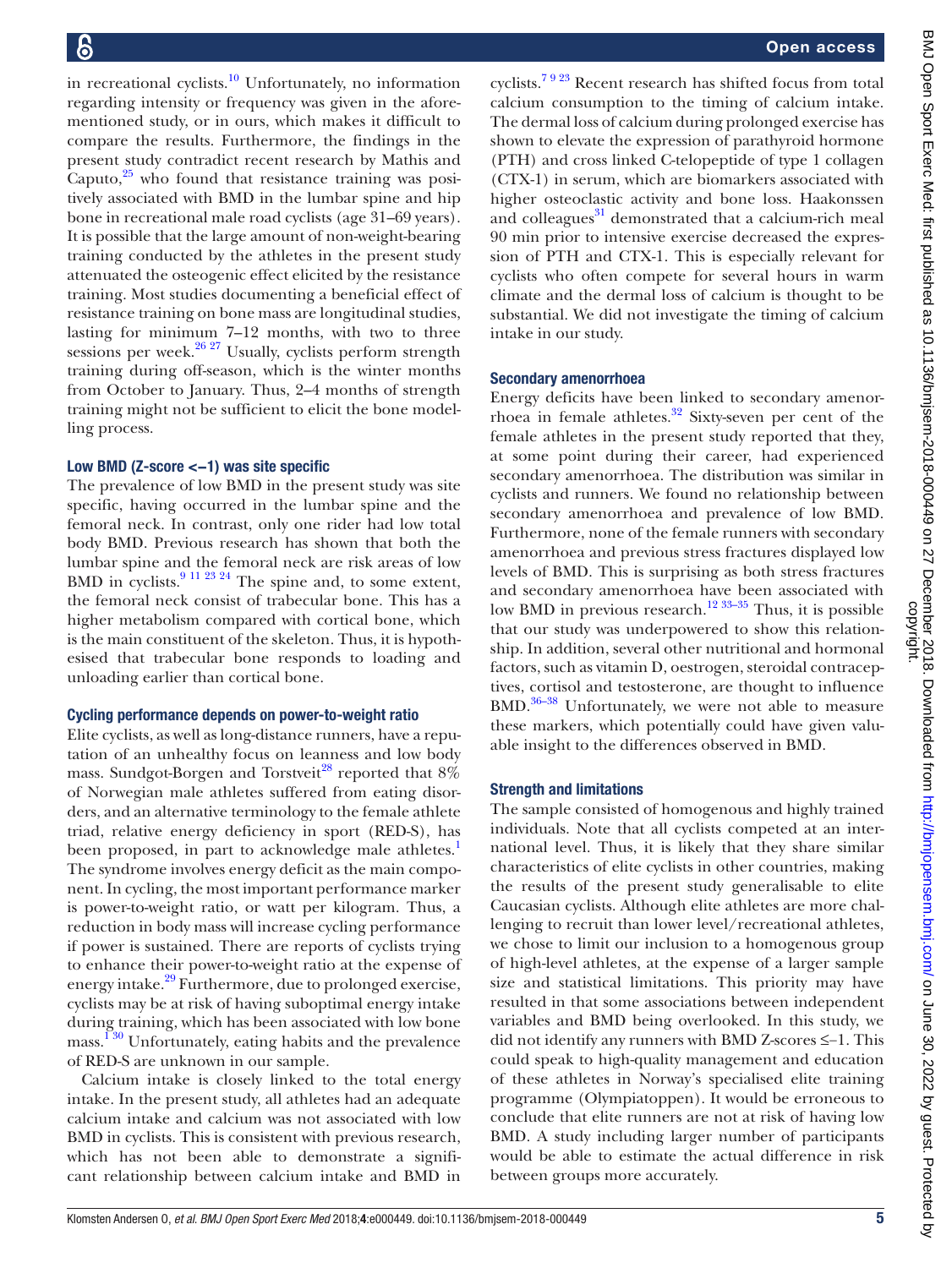in recreational cyclists.[10] Unfortunately, no information regarding intensity or frequency was given in the aforementioned study, or in ours, which makes it difficult to compare the results. Furthermore, the findings in the present study contradict recent research by Mathis and Caputo,[25] who found that resistance training was positively associated with BMD in the lumbar spine and hip bone in recreational male road cyclists (age 31–69 years). It is possible that the large amount of non-weight-bearing training conducted by the athletes in the present study attenuated the osteogenic effect elicited by the resistance training. Most studies documenting a beneficial effect of resistance training on bone mass are longitudinal studies, lasting for minimum 7–12 months, with two to three sessions per week.[26 27] Usually, cyclists perform strength training during off-season, which is the winter months from October to January. Thus, 2–4 months of strength training might not be sufficient to elicit the bone modelling process.

### Low BMD (Z-score <−1) was site specific

The prevalence of low BMD in the present study was site specific, having occurred in the lumbar spine and the femoral neck. In contrast, only one rider had low total body BMD. Previous research has shown that both the lumbar spine and the femoral neck are risk areas of low BMD in cyclists.[9 11 23 24] The spine and, to some extent, the femoral neck consist of trabecular bone. This has a higher metabolism compared with cortical bone, which is the main constituent of the skeleton. Thus, it is hypothesised that trabecular bone responds to loading and unloading earlier than cortical bone.

### Cycling performance depends on power-to-weight ratio

Elite cyclists, as well as long-distance runners, have a reputation of an unhealthy focus on leanness and low body mass. Sundgot-Borgen and Torstveit[28] reported that 8% of Norwegian male athletes suffered from eating disorders, and an alternative terminology to the female athlete triad, relative energy deficiency in sport (RED-S), has been proposed, in part to acknowledge male athletes.[1] The syndrome involves energy deficit as the main component. In cycling, the most important performance marker is power-to-weight ratio, or watt per kilogram. Thus, a reduction in body mass will increase cycling performance if power is sustained. There are reports of cyclists trying to enhance their power-to-weight ratio at the expense of energy intake.[29] Furthermore, due to prolonged exercise, cyclists may be at risk of having suboptimal energy intake during training, which has been associated with low bone mass.[1 30] Unfortunately, eating habits and the prevalence of RED-S are unknown in our sample.

Calcium intake is closely linked to the total energy intake. In the present study, all athletes had an adequate calcium intake and calcium was not associated with low BMD in cyclists. This is consistent with previous research, which has not been able to demonstrate a significant relationship between calcium intake and BMD in cyclists.[7 9 23] Recent research has shifted focus from total calcium consumption to the timing of calcium intake. The dermal loss of calcium during prolonged exercise has shown to elevate the expression of parathyroid hormone (PTH) and cross linked C-telopeptide of type 1 collagen (CTX-1) in serum, which are biomarkers associated with higher osteoclastic activity and bone loss. Haakonssen and colleagues[31] demonstrated that a calcium-rich meal 90 min prior to intensive exercise decreased the expression of PTH and CTX-1. This is especially relevant for cyclists who often compete for several hours in warm climate and the dermal loss of calcium is thought to be substantial. We did not investigate the timing of calcium intake in our study.

### Secondary amenorrhoea

Energy deficits have been linked to secondary amenorrhoea in female athletes.[32] Sixty-seven per cent of the female athletes in the present study reported that they, at some point during their career, had experienced secondary amenorrhoea. The distribution was similar in cyclists and runners. We found no relationship between secondary amenorrhoea and prevalence of low BMD. Furthermore, none of the female runners with secondary amenorrhoea and previous stress fractures displayed low levels of BMD. This is surprising as both stress fractures and secondary amenorrhoea have been associated with low BMD in previous research.[12 33–35] Thus, it is possible that our study was underpowered to show this relationship. In addition, several other nutritional and hormonal factors, such as vitamin D, oestrogen, steroidal contraceptives, cortisol and testosterone, are thought to influence BMD.[36–38] Unfortunately, we were not able to measure these markers, which potentially could have given valuable insight to the differences observed in BMD.

### Strength and limitations

The sample consisted of homogenous and highly trained individuals. Note that all cyclists competed at an international level. Thus, it is likely that they share similar characteristics of elite cyclists in other countries, making the results of the present study generalisable to elite Caucasian cyclists. Although elite athletes are more challenging to recruit than lower level/recreational athletes, we chose to limit our inclusion to a homogenous group of high-level athletes, at the expense of a larger sample size and statistical limitations. This priority may have resulted in that some associations between independent variables and BMD being overlooked. In this study, we did not identify any runners with BMD Z-scores ≤−1. This could speak to high-quality management and education of these athletes in Norway's specialised elite training programme (Olympiatoppen). It would be erroneous to conclude that elite runners are not at risk of having low BMD. A study including larger number of participants would be able to estimate the actual difference in risk between groups more accurately.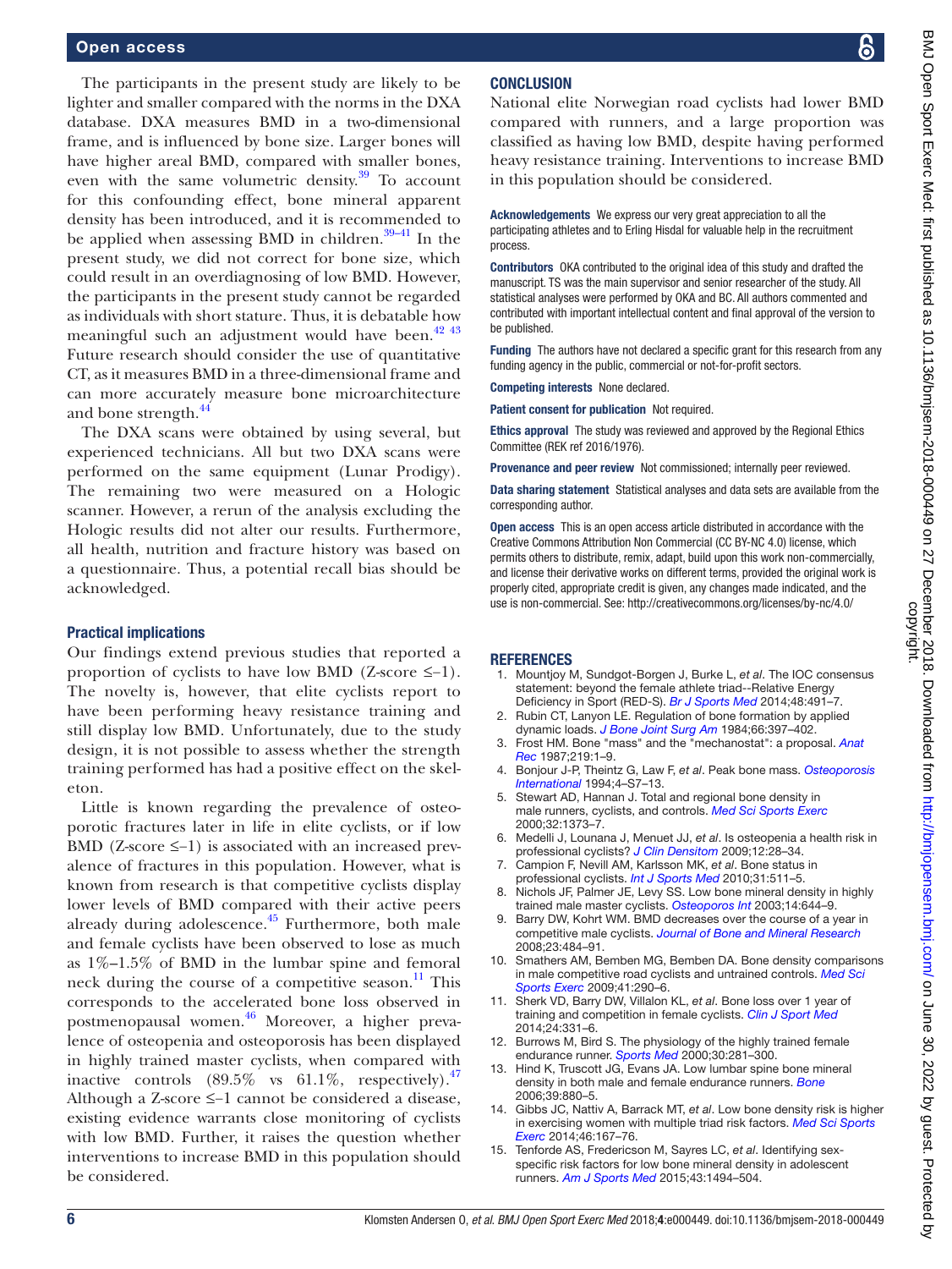The participants in the present study are likely to be lighter and smaller compared with the norms in the DXA database. DXA measures BMD in a two-dimensional frame, and is influenced by bone size. Larger bones will have higher areal BMD, compared with smaller bones, even with the same volumetric density.[39] To account for this confounding effect, bone mineral apparent density has been introduced, and it is recommended to be applied when assessing BMD in children.[39–41] In the present study, we did not correct for bone size, which could result in an overdiagnosing of low BMD. However, the participants in the present study cannot be regarded as individuals with short stature. Thus, it is debatable how meaningful such an adjustment would have been.[42 43] Future research should consider the use of quantitative CT, as it measures BMD in a three-dimensional frame and can more accurately measure bone microarchitecture and bone strength.[44]

The DXA scans were obtained by using several, but experienced technicians. All but two DXA scans were performed on the same equipment (Lunar Prodigy). The remaining two were measured on a Hologic scanner. However, a rerun of the analysis excluding the Hologic results did not alter our results. Furthermore, all health, nutrition and fracture history was based on a questionnaire. Thus, a potential recall bias should be acknowledged.

### Practical implications

Our findings extend previous studies that reported a proportion of cyclists to have low BMD (Z-score ≤−1). The novelty is, however, that elite cyclists report to have been performing heavy resistance training and still display low BMD. Unfortunately, due to the study design, it is not possible to assess whether the strength training performed has had a positive effect on the skeleton.

Little is known regarding the prevalence of osteoporotic fractures later in life in elite cyclists, or if low BMD (Z-score ≤−1) is associated with an increased prevalence of fractures in this population. However, what is known from research is that competitive cyclists display lower levels of BMD compared with their active peers already during adolescence.[45] Furthermore, both male and female cyclists have been observed to lose as much as 1%–1.5% of BMD in the lumbar spine and femoral neck during the course of a competitive season.[11] This corresponds to the accelerated bone loss observed in postmenopausal women.[46] Moreover, a higher prevalence of osteopenia and osteoporosis has been displayed in highly trained master cyclists, when compared with inactive controls (89.5% vs 61.1%, respectively).[47] Although a Z-score ≤−1 cannot be considered a disease, existing evidence warrants close monitoring of cyclists with low BMD. Further, it raises the question whether interventions to increase BMD in this population should be considered.

## CONCLUSION

National elite Norwegian road cyclists had lower BMD compared with runners, and a large proportion was classified as having low BMD, despite having performed heavy resistance training. Interventions to increase BMD in this population should be considered.

**Acknowledgements** We express our very great appreciation to all the participating athletes and to Erling Hisdal for valuable help in the recruitment process.

**Contributors** OKA contributed to the original idea of this study and drafted the manuscript. TS was the main supervisor and senior researcher of the study. All statistical analyses were performed by OKA and BC. All authors commented and contributed with important intellectual content and final approval of the version to be published.

**Funding** The authors have not declared a specific grant for this research from any funding agency in the public, commercial or not-for-profit sectors.

**Competing interests** None declared.

**Patient consent for publication** Not required.

**Ethics approval** The study was reviewed and approved by the Regional Ethics Committee (REK ref 2016/1976).

**Provenance and peer review** Not commissioned; internally peer reviewed.

**Data sharing statement** Statistical analyses and data sets are available from the corresponding author.

**Open access** This is an open access article distributed in accordance with the Creative Commons Attribution Non Commercial (CC BY-NC 4.0) license, which permits others to distribute, remix, adapt, build upon this work non-commercially, and license their derivative works on different terms, provided the original work is properly cited, appropriate credit is given, any changes made indicated, and the use is non-commercial. See: http://creativecommons.org/licenses/by-nc/4.0/

## REFERENCES

1. Mountjoy M, Sundgot-Borgen J, Burke L, *et al*. The IOC consensus statement: beyond the female athlete triad--Relative Energy Deficiency in Sport (RED-S). *Br J Sports Med* 2014;48:491–7.
2. Rubin CT, Lanyon LE. Regulation of bone formation by applied dynamic loads. *J Bone Joint Surg Am* 1984;66:397–402.
3. Frost HM. Bone "mass" and the "mechanostat": a proposal. *Anat Rec* 1987;219:1–9.
4. Bonjour J-P, Theintz G, Law F, *et al*. Peak bone mass. *Osteoporosis International* 1994;4–S7–13.
5. Stewart AD, Hannan J. Total and regional bone density in male runners, cyclists, and controls. *Med Sci Sports Exerc* 2000;32:1373–7.
6. Medelli J, Lounana J, Menuet JJ, *et al*. Is osteopenia a health risk in professional cyclists? *J Clin Densitom* 2009;12:28–34.
7. Campion F, Nevill AM, Karlsson MK, *et al*. Bone status in professional cyclists. *Int J Sports Med* 2010;31:511–5.
8. Nichols JF, Palmer JE, Levy SS. Low bone mineral density in highly trained male master cyclists. *Osteoporos Int* 2003;14:644–9.
9. Barry DW, Kohrt WM. BMD decreases over the course of a year in competitive male cyclists. *Journal of Bone and Mineral Research* 2008;23:484–91.
10. Smathers AM, Bemben MG, Bemben DA. Bone density comparisons in male competitive road cyclists and untrained controls. *Med Sci Sports Exerc* 2009;41:290–6.
11. Sherk VD, Barry DW, Villalon KL, *et al*. Bone loss over 1 year of training and competition in female cyclists. *Clin J Sport Med* 2014;24:331–6.
12. Burrows M, Bird S. The physiology of the highly trained female endurance runner. *Sports Med* 2000;30:281–300.
13. Hind K, Truscott JG, Evans JA. Low lumbar spine bone mineral density in both male and female endurance runners. *Bone* 2006;39:880–5.
14. Gibbs JC, Nattiv A, Barrack MT, *et al*. Low bone density risk is higher in exercising women with multiple triad risk factors. *Med Sci Sports Exerc* 2014;46:167–76.
15. Tenforde AS, Fredericson M, Sayres LC, *et al*. Identifying sex-specific risk factors for low bone mineral density in adolescent runners. *Am J Sports Med* 2015;43:1494–504.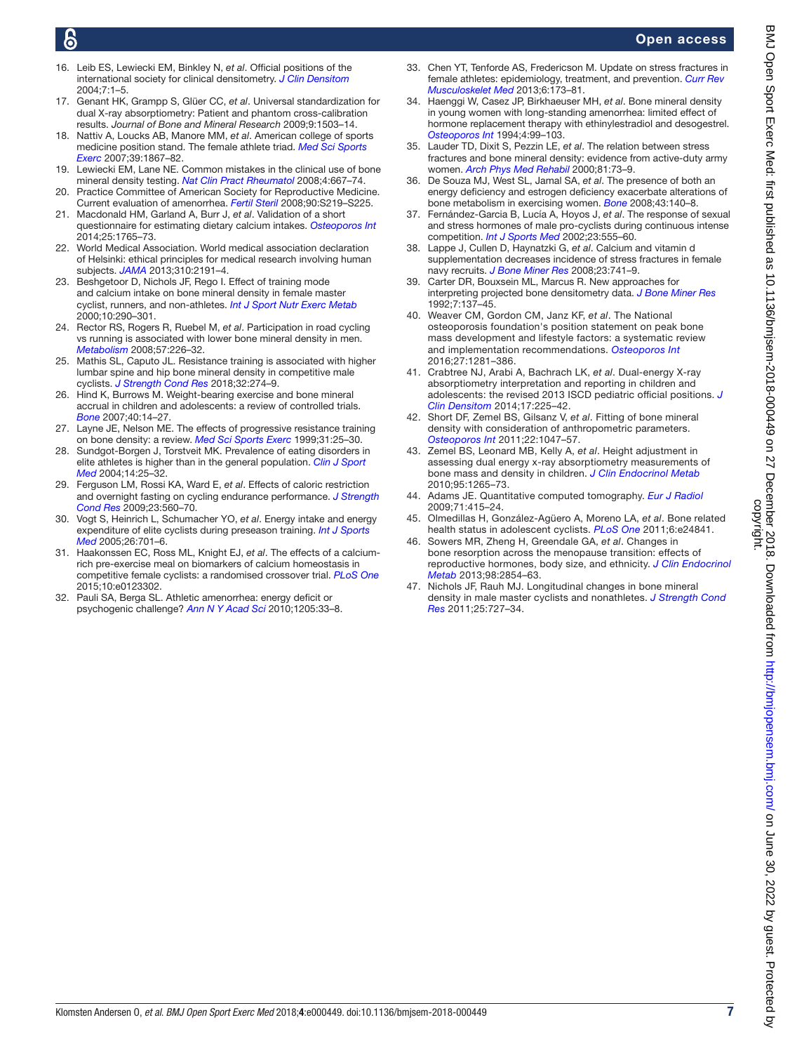16. Leib ES, Lewiecki EM, Binkley N, *et al*. Official positions of the international society for clinical densitometry. *J Clin Densitom* 2004;7:1–5.
17. Genant HK, Grampp S, Glüer CC, *et al*. Universal standardization for dual X-ray absorptiometry: Patient and phantom cross-calibration results. *Journal of Bone and Mineral Research* 2009;9:1503–14.
18. Nattiv A, Loucks AB, Manore MM, *et al*. American college of sports medicine position stand. The female athlete triad. *Med Sci Sports Exerc* 2007;39:1867–82.
19. Lewiecki EM, Lane NE. Common mistakes in the clinical use of bone mineral density testing. *Nat Clin Pract Rheumatol* 2008;4:667–74.
20. Practice Committee of American Society for Reproductive Medicine. Current evaluation of amenorrhea. *Fertil Steril* 2008;90:S219–S225.
21. Macdonald HM, Garland A, Burr J, *et al*. Validation of a short questionnaire for estimating dietary calcium intakes. *Osteoporos Int* 2014;25:1765–73.
22. World Medical Association. World medical association declaration of Helsinki: ethical principles for medical research involving human subjects. *JAMA* 2013;310:2191–4.
23. Beshgetoor D, Nichols JF, Rego I. Effect of training mode and calcium intake on bone mineral density in female master cyclist, runners, and non-athletes. *Int J Sport Nutr Exerc Metab* 2000;10:290–301.
24. Rector RS, Rogers R, Ruebel M, *et al*. Participation in road cycling vs running is associated with lower bone mineral density in men. *Metabolism* 2008;57:226–32.
25. Mathis SL, Caputo JL. Resistance training is associated with higher lumbar spine and hip bone mineral density in competitive male cyclists. *J Strength Cond Res* 2018;32:274–9.
26. Hind K, Burrows M. Weight-bearing exercise and bone mineral accrual in children and adolescents: a review of controlled trials. *Bone* 2007;40:14–27.
27. Layne JE, Nelson ME. The effects of progressive resistance training on bone density: a review. *Med Sci Sports Exerc* 1999;31:25–30.
28. Sundgot-Borgen J, Torstveit MK. Prevalence of eating disorders in elite athletes is higher than in the general population. *Clin J Sport Med* 2004;14:25–32.
29. Ferguson LM, Rossi KA, Ward E, *et al*. Effects of caloric restriction and overnight fasting on cycling endurance performance. *J Strength Cond Res* 2009;23:560–70.
30. Vogt S, Heinrich L, Schumacher YO, *et al*. Energy intake and energy expenditure of elite cyclists during preseason training. *Int J Sports Med* 2005;26:701–6.
31. Haakonssen EC, Ross ML, Knight EJ, *et al*. The effects of a calcium-rich pre-exercise meal on biomarkers of calcium homeostasis in competitive female cyclists: a randomised crossover trial. *PLoS One* 2015;10:e0123302.
32. Pauli SA, Berga SL. Athletic amenorrhea: energy deficit or psychogenic challenge? *Ann N Y Acad Sci* 2010;1205:33–8.
33. Chen YT, Tenforde AS, Fredericson M. Update on stress fractures in female athletes: epidemiology, treatment, and prevention. *Curr Rev Musculoskelet Med* 2013;6:173–81.
34. Haenggi W, Casez JP, Birkhaeuser MH, *et al*. Bone mineral density in young women with long-standing amenorrhea: limited effect of hormone replacement therapy with ethinylestradiol and desogestrel. *Osteoporos Int* 1994;4:99–103.
35. Lauder TD, Dixit S, Pezzin LE, *et al*. The relation between stress fractures and bone mineral density: evidence from active-duty army women. *Arch Phys Med Rehabil* 2000;81:73–9.
36. De Souza MJ, West SL, Jamal SA, *et al*. The presence of both an energy deficiency and estrogen deficiency exacerbate alterations of bone metabolism in exercising women. *Bone* 2008;43:140–8.
37. Fernández-Garcia B, Lucía A, Hoyos J, *et al*. The response of sexual and stress hormones of male pro-cyclists during continuous intense competition. *Int J Sports Med* 2002;23:555–60.
38. Lappe J, Cullen D, Haynatzki G, *et al*. Calcium and vitamin d supplementation decreases incidence of stress fractures in female navy recruits. *J Bone Miner Res* 2008;23:741–9.
39. Carter DR, Bouxsein ML, Marcus R. New approaches for interpreting projected bone densitometry data. *J Bone Miner Res* 1992;7:137–45.
40. Weaver CM, Gordon CM, Janz KF, *et al*. The National osteoporosis foundation's position statement on peak bone mass development and lifestyle factors: a systematic review and implementation recommendations. *Osteoporos Int* 2016;27:1281–386.
41. Crabtree NJ, Arabi A, Bachrach LK, *et al*. Dual-energy X-ray absorptiometry interpretation and reporting in children and adolescents: the revised 2013 ISCD pediatric official positions. *J Clin Densitom* 2014;17:225–42.
42. Short DF, Zemel BS, Gilsanz V, *et al*. Fitting of bone mineral density with consideration of anthropometric parameters. *Osteoporos Int* 2011;22:1047–57.
43. Zemel BS, Leonard MB, Kelly A, *et al*. Height adjustment in assessing dual energy x-ray absorptiometry measurements of bone mass and density in children. *J Clin Endocrinol Metab* 2010;95:1265–73.
44. Adams JE. Quantitative computed tomography. *Eur J Radiol* 2009;71:415–24.
45. Olmedillas H, González-Agüero A, Moreno LA, *et al*. Bone related health status in adolescent cyclists. *PLoS One* 2011;6:e24841.
46. Sowers MR, Zheng H, Greendale GA, *et al*. Changes in bone resorption across the menopause transition: effects of reproductive hormones, body size, and ethnicity. *J Clin Endocrinol Metab* 2013;98:2854–63.
47. Nichols JF, Rauh MJ. Longitudinal changes in bone mineral density in male master cyclists and nonathletes. *J Strength Cond Res* 2011;25:727–34.